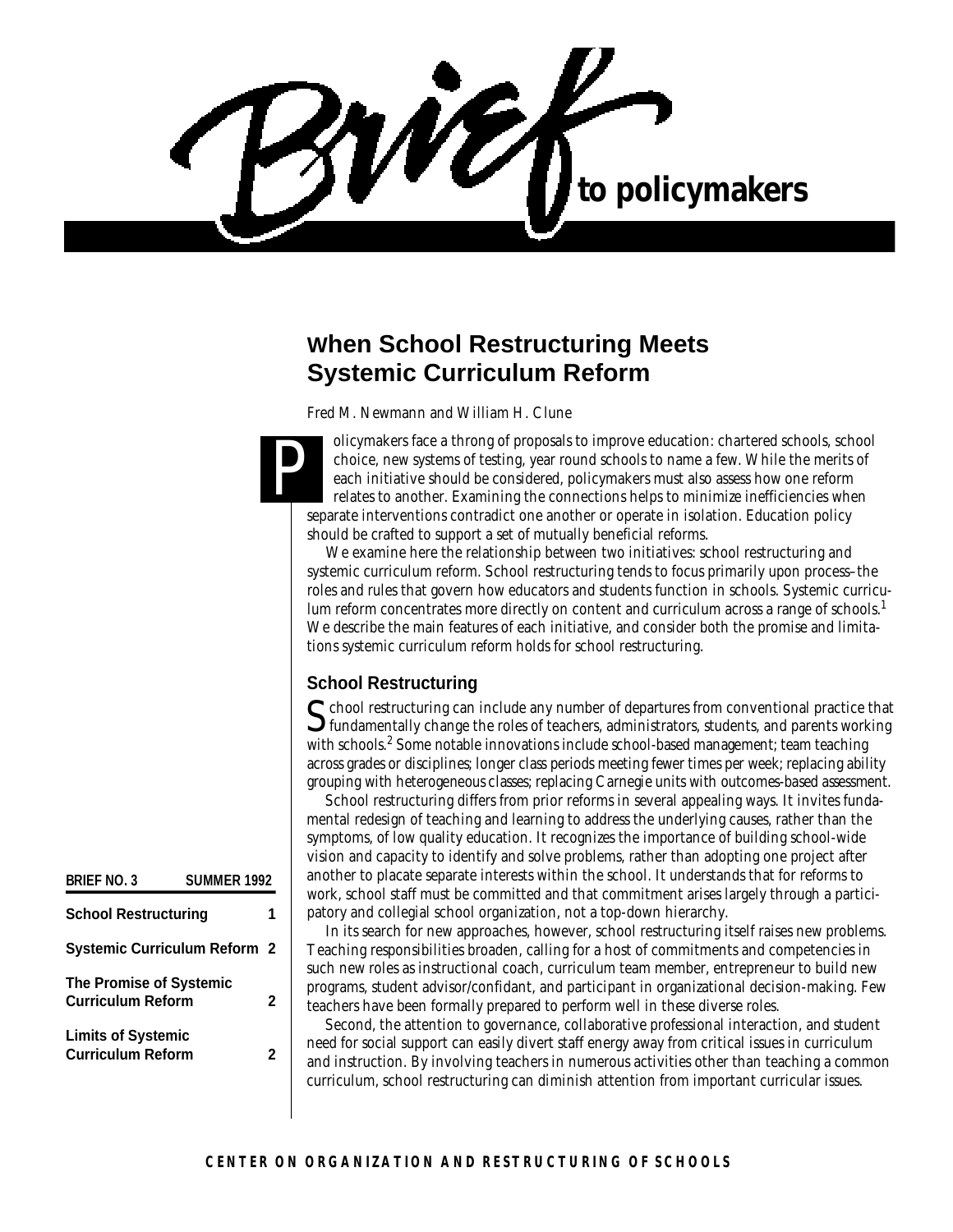# Brief to policymakers

BRIEF NO. 3 SUMMER 1992

| | |
|---|---|
| School Restructuring | 1 |
| Systemic Curriculum Reform | 2 |
| The Promise of Systemic Curriculum Reform | 2 |
| Limits of Systemic Curriculum Reform | 2 |

## When School Restructuring Meets Systemic Curriculum Reform

Fred M. Newmann and William H. Clune

Policymakers face a throng of proposals to improve education: chartered schools, school choice, new systems of testing, year round schools to name a few. While the merits of each initiative should be considered, policymakers must also assess how one reform relates to another. Examining the connections helps to minimize inefficiencies when separate interventions contradict one another or operate in isolation. Education policy should be crafted to support a set of mutually beneficial reforms.

We examine here the relationship between two initiatives: school restructuring and systemic curriculum reform. School restructuring tends to focus primarily upon process–the roles and rules that govern how educators and students function in schools. Systemic curriculum reform concentrates more directly on content and curriculum across a range of schools.[1] We describe the main features of each initiative, and consider both the promise and limitations systemic curriculum reform holds for school restructuring.

### School Restructuring

School restructuring can include any number of departures from conventional practice that fundamentally change the roles of teachers, administrators, students, and parents working with schools.[2] Some notable innovations include school-based management; team teaching across grades or disciplines; longer class periods meeting fewer times per week; replacing ability grouping with heterogeneous classes; replacing Carnegie units with outcomes-based assessment.

School restructuring differs from prior reforms in several appealing ways. It invites fundamental redesign of teaching and learning to address the underlying causes, rather than the symptoms, of low quality education. It recognizes the importance of building school-wide vision and capacity to identify and solve problems, rather than adopting one project after another to placate separate interests within the school. It understands that for reforms to work, school staff must be committed and that commitment arises largely through a participatory and collegial school organization, not a top-down hierarchy.

In its search for new approaches, however, school restructuring itself raises new problems. Teaching responsibilities broaden, calling for a host of commitments and competencies in such new roles as instructional coach, curriculum team member, entrepreneur to build new programs, student advisor/confidant, and participant in organizational decision-making. Few teachers have been formally prepared to perform well in these diverse roles.

Second, the attention to governance, collaborative professional interaction, and student need for social support can easily divert staff energy away from critical issues in curriculum and instruction. By involving teachers in numerous activities other than teaching a common curriculum, school restructuring can diminish attention from important curricular issues.

CENTER ON ORGANIZATION AND RESTRUCTURING OF SCHOOLS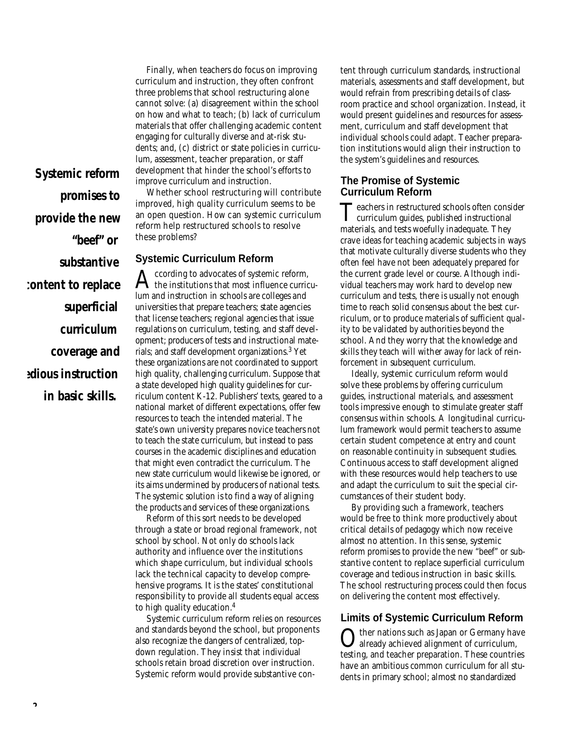Finally, when teachers do focus on improving curriculum and instruction, they often confront three problems that school restructuring alone cannot solve: (a) disagreement within the school on how and what to teach; (b) lack of curriculum materials that offer challenging academic content engaging for culturally diverse and at-risk students; and, (c) district or state policies in curriculum, assessment, teacher preparation, or staff development that hinder the school's efforts to improve curriculum and instruction.

**Systemic reform promises to provide the new "beef" or substantive content to replace superficial curriculum coverage and tedious instruction in basic skills.**

Whether school restructuring will contribute improved, high quality curriculum seems to be an open question. How can systemic curriculum reform help restructured schools to resolve these problems?

## Systemic Curriculum Reform

According to advocates of systemic reform, the institutions that most influence curriculum and instruction in schools are colleges and universities that prepare teachers; state agencies that license teachers; regional agencies that issue regulations on curriculum, testing, and staff development; producers of tests and instructional materials; and staff development organizations.[3] Yet these organizations are not coordinated to support high quality, challenging curriculum. Suppose that a state developed high quality guidelines for curriculum content K-12. Publishers' texts, geared to a national market of different expectations, offer few resources to teach the intended material. The state's own university prepares novice teachers not to teach the state curriculum, but instead to pass courses in the academic disciplines and education that might even contradict the curriculum. The new state curriculum would likewise be ignored, or its aims undermined by producers of national tests. The systemic solution is to find a way of aligning the products and services of these organizations.

Reform of this sort needs to be developed through a state or broad regional framework, not school by school. Not only do schools lack authority and influence over the institutions which shape curriculum, but individual schools lack the technical capacity to develop comprehensive programs. It is the states' constitutional responsibility to provide all students equal access to high quality education.[4]

Systemic curriculum reform relies on resources and standards beyond the school, but proponents also recognize the dangers of centralized, top-down regulation. They insist that individual schools retain broad discretion over instruction. Systemic reform would provide substantive content through curriculum standards, instructional materials, assessments and staff development, but would refrain from prescribing details of classroom practice and school organization. Instead, it would present guidelines and resources for assessment, curriculum and staff development that individual schools could adapt. Teacher preparation institutions would align their instruction to the system's guidelines and resources.

## The Promise of Systemic Curriculum Reform

Teachers in restructured schools often consider curriculum guides, published instructional materials, and tests woefully inadequate. They crave ideas for teaching academic subjects in ways that motivate culturally diverse students who they often feel have not been adequately prepared for the current grade level or course. Although individual teachers may work hard to develop new curriculum and tests, there is usually not enough time to reach solid consensus about the best curriculum, or to produce materials of sufficient quality to be validated by authorities beyond the school. And they worry that the knowledge and skills they teach will wither away for lack of reinforcement in subsequent curriculum.

Ideally, systemic curriculum reform would solve these problems by offering curriculum guides, instructional materials, and assessment tools impressive enough to stimulate greater staff consensus within schools. A longitudinal curriculum framework would permit teachers to assume certain student competence at entry and count on reasonable continuity in subsequent studies. Continuous access to staff development aligned with these resources would help teachers to use and adapt the curriculum to suit the special circumstances of their student body.

By providing such a framework, teachers would be free to think more productively about critical details of pedagogy which now receive almost no attention. In this sense, systemic reform promises to provide the new "beef" or substantive content to replace superficial curriculum coverage and tedious instruction in basic skills. The school restructuring process could then focus on delivering the content most effectively.

## Limits of Systemic Curriculum Reform

Other nations such as Japan or Germany have already achieved alignment of curriculum, testing, and teacher preparation. These countries have an ambitious common curriculum for all students in primary school; almost no standardized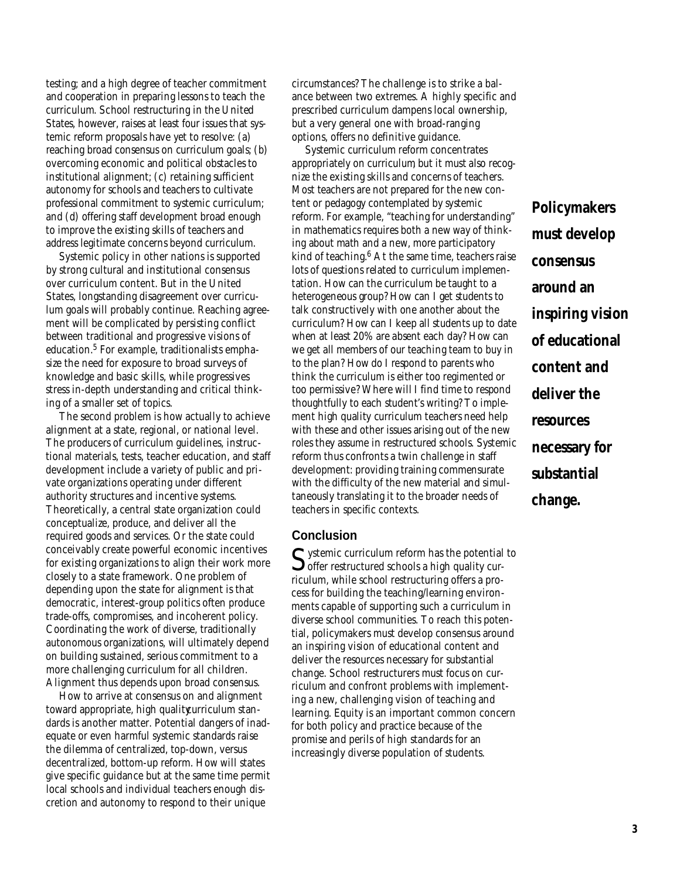testing; and a high degree of teacher commitment and cooperation in preparing lessons to teach the curriculum. School restructuring in the United States, however, raises at least four issues that systemic reform proposals have yet to resolve: (a) reaching broad consensus on curriculum goals; (b) overcoming economic and political obstacles to institutional alignment; (c) retaining sufficient autonomy for schools and teachers to cultivate professional commitment to systemic curriculum; and (d) offering staff development broad enough to improve the existing skills of teachers and address legitimate concerns beyond curriculum.

Systemic policy in other nations is supported by strong cultural and institutional consensus over curriculum content. But in the United States, longstanding disagreement over curriculum goals will probably continue. Reaching agreement will be complicated by persisting conflict between traditional and progressive visions of education.[5] For example, traditionalists emphasize the need for exposure to broad surveys of knowledge and basic skills, while progressives stress in-depth understanding and critical thinking of a smaller set of topics.

The second problem is how actually to achieve alignment at a state, regional, or national level. The producers of curriculum guidelines, instructional materials, tests, teacher education, and staff development include a variety of public and private organizations operating under different authority structures and incentive systems. Theoretically, a central state organization could conceptualize, produce, and deliver all the required goods and services. Or the state could conceivably create powerful economic incentives for existing organizations to align their work more closely to a state framework. One problem of depending upon the state for alignment is that democratic, interest-group politics often produce trade-offs, compromises, and incoherent policy. Coordinating the work of diverse, traditionally autonomous organizations, will ultimately depend on building sustained, serious commitment to a more challenging curriculum for all children. Alignment thus depends upon broad consensus.

How to arrive at consensus on and alignment toward appropriate, high quality curriculum standards is another matter. Potential dangers of inadequate or even harmful systemic standards raise the dilemma of centralized, top-down, versus decentralized, bottom-up reform. How will states give specific guidance but at the same time permit local schools and individual teachers enough discretion and autonomy to respond to their unique circumstances? The challenge is to strike a balance between two extremes. A highly specific and prescribed curriculum dampens local ownership, but a very general one with broad-ranging options, offers no definitive guidance.

Systemic curriculum reform concentrates appropriately on curriculum, but it must also recognize the existing skills and concerns of teachers. Most teachers are not prepared for the new content or pedagogy contemplated by systemic reform. For example, "teaching for understanding" in mathematics requires both a new way of thinking about math and a new, more participatory kind of teaching.[6] At the same time, teachers raise lots of questions related to curriculum implementation. How can the curriculum be taught to a heterogeneous group? How can I get students to talk constructively with one another about the curriculum? How can I keep all students up to date when at least 20% are absent each day? How can we get all members of our teaching team to buy in to the plan? How do I respond to parents who think the curriculum is either too regimented or too permissive? Where will I find time to respond thoughtfully to each student's writing? To implement high quality curriculum teachers need help with these and other issues arising out of the new roles they assume in restructured schools. Systemic reform thus confronts a twin challenge in staff development: providing training commensurate with the difficulty of the new material and simultaneously translating it to the broader needs of teachers in specific contexts.

**Policymakers must develop consensus around an inspiring vision of educational content and deliver the resources necessary for substantial change.**

## Conclusion

Systemic curriculum reform has the potential to offer restructured schools a high quality curriculum, while school restructuring offers a process for building the teaching/learning environments capable of supporting such a curriculum in diverse school communities. To reach this potential, policymakers must develop consensus around an inspiring vision of educational content and deliver the resources necessary for substantial change. School restructurers must focus on curriculum and confront problems with implementing a new, challenging vision of teaching and learning. Equity is an important common concern for both policy and practice because of the promise and perils of high standards for an increasingly diverse population of students.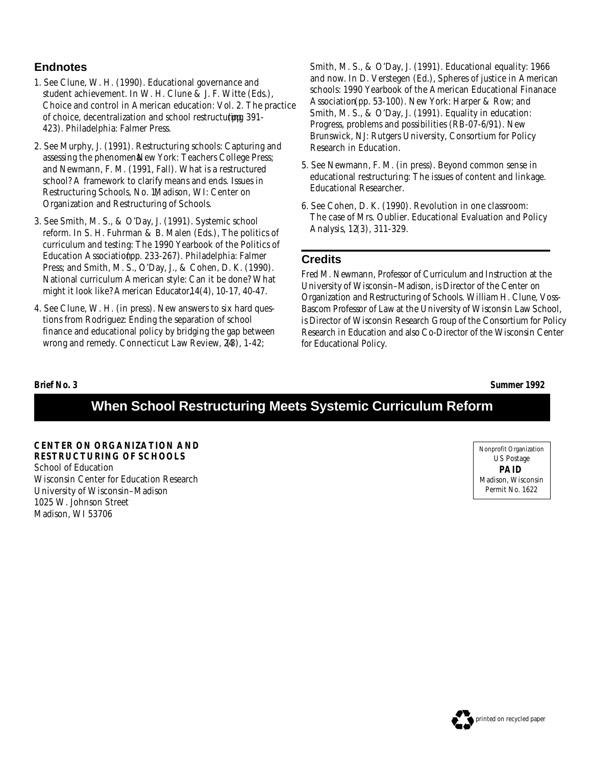## Endnotes

1. See Clune, W. H. (1990). Educational governance and student achievement. In W. H. Clune & J. F. Witte (Eds.), Choice and control in American education: Vol. 2. The practice of choice, decentralization and school restructuring (pp. 391-423). Philadelphia: Falmer Press.

2. See Murphy, J. (1991). Restructuring schools: Capturing and assessing the phenomena. New York: Teachers College Press; and Newmann, F. M. (1991, Fall). What is a restructured school? A framework to clarify means and ends. Issues in Restructuring Schools, No. 1. Madison, WI: Center on Organization and Restructuring of Schools.

3. See Smith, M. S., & O'Day, J. (1991). Systemic school reform. In S. H. Fuhrman & B. Malen (Eds.), The politics of curriculum and testing: The 1990 Yearbook of the Politics of Education Association (pp. 233-267). Philadelphia: Falmer Press; and Smith, M. S., O'Day, J., & Cohen, D. K. (1990). National curriculum American style: Can it be done? What might it look like? American Educator, 14(4), 10-17, 40-47.

4. See Clune, W. H. (in press). New answers to six hard questions from Rodriguez: Ending the separation of school finance and educational policy by bridging the gap between wrong and remedy. Connecticut Law Review, 24(3), 1-42; Smith, M. S., & O'Day, J. (1991). Educational equality: 1966 and now. In D. Verstegen (Ed.), Spheres of justice in American schools: 1990 Yearbook of the American Educational Finanace Association (pp. 53-100). New York: Harper & Row; and Smith, M. S., & O'Day, J. (1991). Equality in education: Progress, problems and possibilities (RB-07-6/91). New Brunswick, NJ: Rutgers University, Consortium for Policy Research in Education.

5. See Newmann, F. M. (in press). Beyond common sense in educational restructuring: The issues of content and linkage. Educational Researcher.

6. See Cohen, D. K. (1990). Revolution in one classroom: The case of Mrs. Oublier. Educational Evaluation and Policy Analysis, 12(3), 311-329.

## Credits

Fred M. Newmann, Professor of Curriculum and Instruction at the University of Wisconsin–Madison, is Director of the Center on Organization and Restructuring of Schools. William H. Clune, Voss-Bascom Professor of Law at the University of Wisconsin Law School, is Director of Wisconsin Research Group of the Consortium for Policy Research in Education and also Co-Director of the Wisconsin Center for Educational Policy.

**Brief No. 3** **Summer 1992**

# When School Restructuring Meets Systemic Curriculum Reform

**CENTER ON ORGANIZATION AND RESTRUCTURING OF SCHOOLS**
School of Education
Wisconsin Center for Education Research
University of Wisconsin–Madison
1025 W. Johnson Street
Madison, WI 53706

Nonprofit Organization
US Postage
**PAID**
Madison, Wisconsin
Permit No. 1622

printed on recycled paper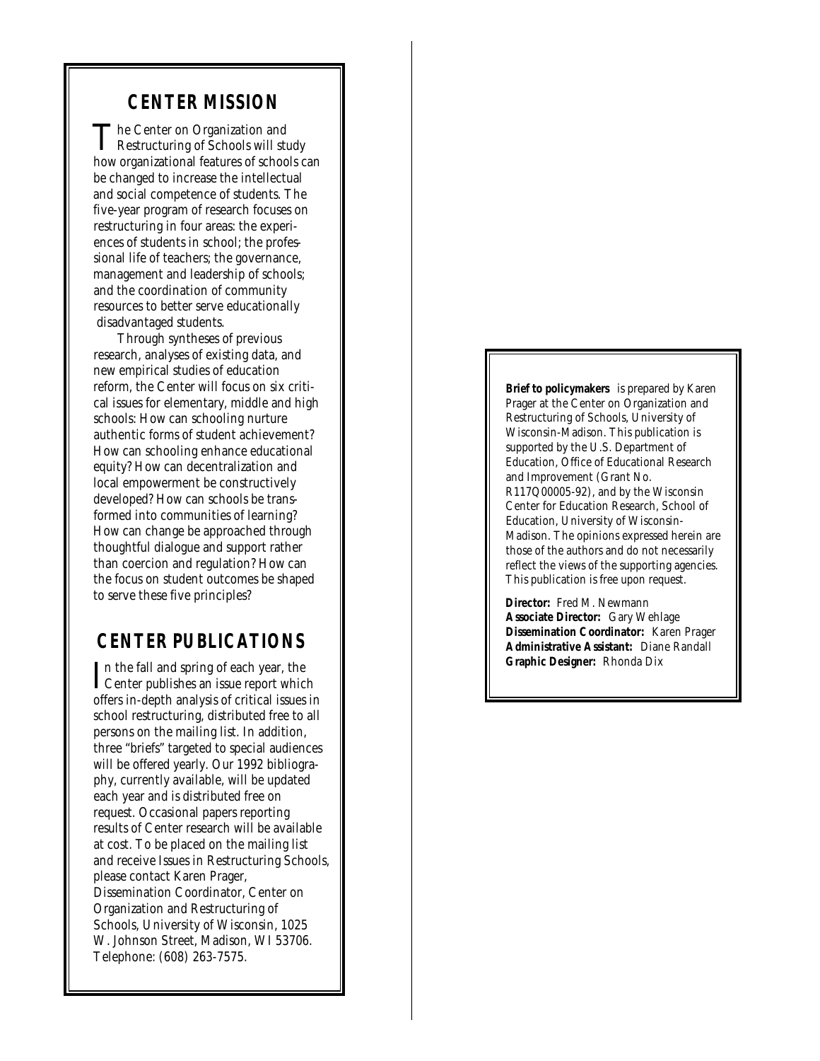## CENTER MISSION

The Center on Organization and Restructuring of Schools will study how organizational features of schools can be changed to increase the intellectual and social competence of students. The five-year program of research focuses on restructuring in four areas: the experiences of students in school; the professional life of teachers; the governance, management and leadership of schools; and the coordination of community resources to better serve educationally disadvantaged students.

Through syntheses of previous research, analyses of existing data, and new empirical studies of education reform, the Center will focus on six critical issues for elementary, middle and high schools: How can schooling nurture authentic forms of student achievement? How can schooling enhance educational equity? How can decentralization and local empowerment be constructively developed? How can schools be transformed into communities of learning? How can change be approached through thoughtful dialogue and support rather than coercion and regulation? How can the focus on student outcomes be shaped to serve these five principles?

## CENTER PUBLICATIONS

In the fall and spring of each year, the Center publishes an issue report which offers in-depth analysis of critical issues in school restructuring, distributed free to all persons on the mailing list. In addition, three "briefs" targeted to special audiences will be offered yearly. Our 1992 bibliography, currently available, will be updated each year and is distributed free on request. Occasional papers reporting results of Center research will be available at cost. To be placed on the mailing list and receive Issues in Restructuring Schools, please contact Karen Prager, Dissemination Coordinator, Center on Organization and Restructuring of Schools, University of Wisconsin, 1025 W. Johnson Street, Madison, WI 53706. Telephone: (608) 263-7575.

**Brief to policymakers** is prepared by Karen Prager at the Center on Organization and Restructuring of Schools, University of Wisconsin-Madison. This publication is supported by the U.S. Department of Education, Office of Educational Research and Improvement (Grant No. R117Q00005-92), and by the Wisconsin Center for Education Research, School of Education, University of Wisconsin-Madison. The opinions expressed herein are those of the authors and do not necessarily reflect the views of the supporting agencies. This publication is free upon request.

**Director:** Fred M. Newmann
**Associate Director:** Gary Wehlage
**Dissemination Coordinator:** Karen Prager
**Administrative Assistant:** Diane Randall
**Graphic Designer:** Rhonda Dix